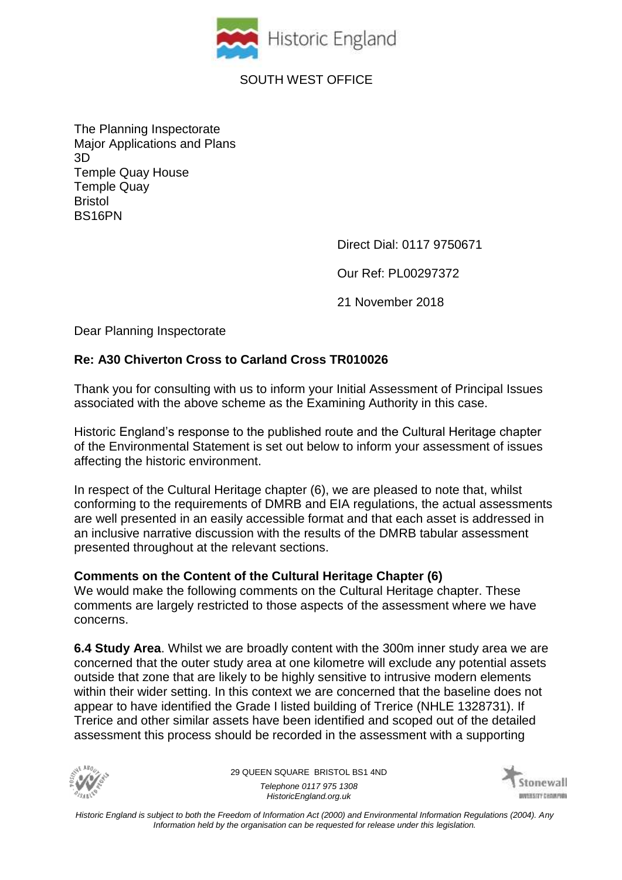Historic England

SOUTH WEST OFFICE

The Planning Inspectorate
Major Applications and Plans
3D
Temple Quay House
Temple Quay
Bristol
BS16PN

Direct Dial: 0117 9750671

Our Ref: PL00297372

21 November 2018

Dear Planning Inspectorate

**Re: A30 Chiverton Cross to Carland Cross TR010026**

Thank you for consulting with us to inform your Initial Assessment of Principal Issues associated with the above scheme as the Examining Authority in this case.

Historic England's response to the published route and the Cultural Heritage chapter of the Environmental Statement is set out below to inform your assessment of issues affecting the historic environment.

In respect of the Cultural Heritage chapter (6), we are pleased to note that, whilst conforming to the requirements of DMRB and EIA regulations, the actual assessments are well presented in an easily accessible format and that each asset is addressed in an inclusive narrative discussion with the results of the DMRB tabular assessment presented throughout at the relevant sections.

**Comments on the Content of the Cultural Heritage Chapter (6)**

We would make the following comments on the Cultural Heritage chapter. These comments are largely restricted to those aspects of the assessment where we have concerns.

**6.4 Study Area**. Whilst we are broadly content with the 300m inner study area we are concerned that the outer study area at one kilometre will exclude any potential assets outside that zone that are likely to be highly sensitive to intrusive modern elements within their wider setting. In this context we are concerned that the baseline does not appear to have identified the Grade I listed building of Trerice (NHLE 1328731). If Trerice and other similar assets have been identified and scoped out of the detailed assessment this process should be recorded in the assessment with a supporting

29 QUEEN SQUARE BRISTOL BS1 4ND
*Telephone 0117 975 1308*
*HistoricEngland.org.uk*

*Historic England is subject to both the Freedom of Information Act (2000) and Environmental Information Regulations (2004). Any Information held by the organisation can be requested for release under this legislation.*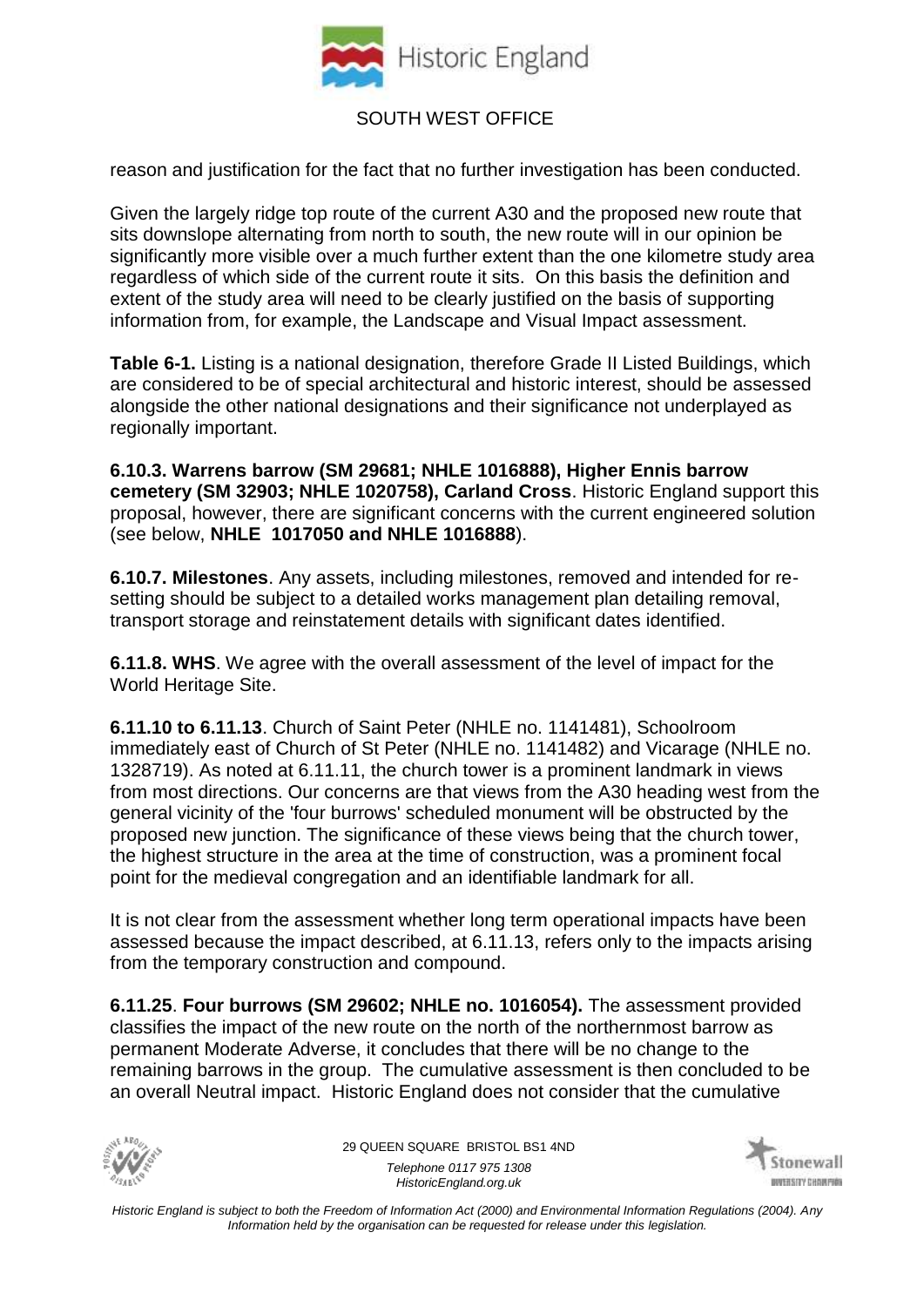reason and justification for the fact that no further investigation has been conducted.

Given the largely ridge top route of the current A30 and the proposed new route that sits downslope alternating from north to south, the new route will in our opinion be significantly more visible over a much further extent than the one kilometre study area regardless of which side of the current route it sits. On this basis the definition and extent of the study area will need to be clearly justified on the basis of supporting information from, for example, the Landscape and Visual Impact assessment.

**Table 6-1.** Listing is a national designation, therefore Grade II Listed Buildings, which are considered to be of special architectural and historic interest, should be assessed alongside the other national designations and their significance not underplayed as regionally important.

**6.10.3. Warrens barrow (SM 29681; NHLE 1016888), Higher Ennis barrow cemetery (SM 32903; NHLE 1020758), Carland Cross**. Historic England support this proposal, however, there are significant concerns with the current engineered solution (see below, **NHLE 1017050 and NHLE 1016888**).

**6.10.7. Milestones**. Any assets, including milestones, removed and intended for re-setting should be subject to a detailed works management plan detailing removal, transport storage and reinstatement details with significant dates identified.

**6.11.8. WHS**. We agree with the overall assessment of the level of impact for the World Heritage Site.

**6.11.10 to 6.11.13**. Church of Saint Peter (NHLE no. 1141481), Schoolroom immediately east of Church of St Peter (NHLE no. 1141482) and Vicarage (NHLE no. 1328719). As noted at 6.11.11, the church tower is a prominent landmark in views from most directions. Our concerns are that views from the A30 heading west from the general vicinity of the 'four burrows' scheduled monument will be obstructed by the proposed new junction. The significance of these views being that the church tower, the highest structure in the area at the time of construction, was a prominent focal point for the medieval congregation and an identifiable landmark for all.

It is not clear from the assessment whether long term operational impacts have been assessed because the impact described, at 6.11.13, refers only to the impacts arising from the temporary construction and compound.

**6.11.25**. **Four burrows (SM 29602; NHLE no. 1016054).** The assessment provided classifies the impact of the new route on the north of the northernmost barrow as permanent Moderate Adverse, it concludes that there will be no change to the remaining barrows in the group. The cumulative assessment is then concluded to be an overall Neutral impact. Historic England does not consider that the cumulative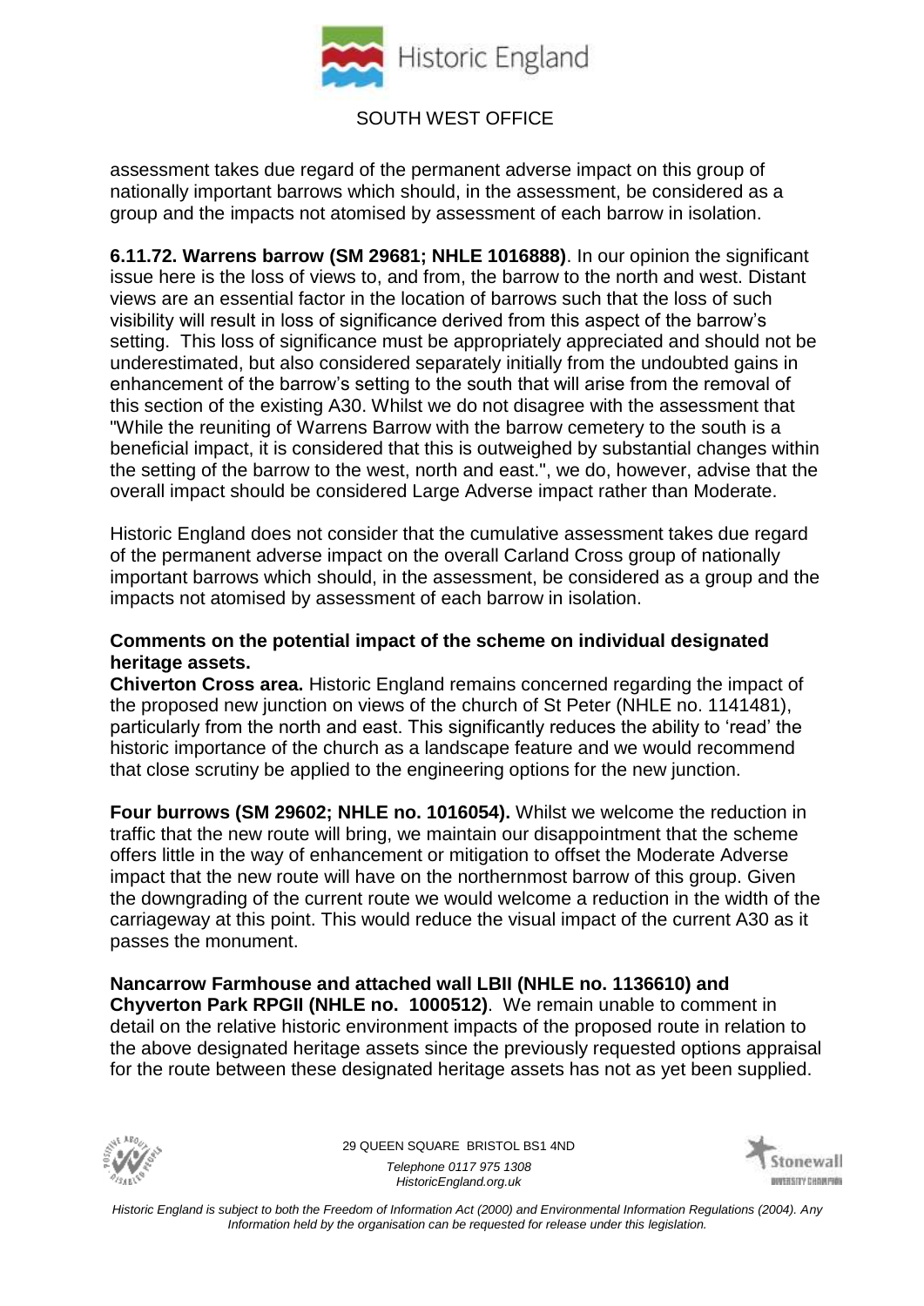assessment takes due regard of the permanent adverse impact on this group of nationally important barrows which should, in the assessment, be considered as a group and the impacts not atomised by assessment of each barrow in isolation.

**6.11.72. Warrens barrow (SM 29681; NHLE 1016888)**. In our opinion the significant issue here is the loss of views to, and from, the barrow to the north and west. Distant views are an essential factor in the location of barrows such that the loss of such visibility will result in loss of significance derived from this aspect of the barrow's setting. This loss of significance must be appropriately appreciated and should not be underestimated, but also considered separately initially from the undoubted gains in enhancement of the barrow's setting to the south that will arise from the removal of this section of the existing A30. Whilst we do not disagree with the assessment that "While the reuniting of Warrens Barrow with the barrow cemetery to the south is a beneficial impact, it is considered that this is outweighed by substantial changes within the setting of the barrow to the west, north and east.", we do, however, advise that the overall impact should be considered Large Adverse impact rather than Moderate.

Historic England does not consider that the cumulative assessment takes due regard of the permanent adverse impact on the overall Carland Cross group of nationally important barrows which should, in the assessment, be considered as a group and the impacts not atomised by assessment of each barrow in isolation.

**Comments on the potential impact of the scheme on individual designated heritage assets.**

**Chiverton Cross area.** Historic England remains concerned regarding the impact of the proposed new junction on views of the church of St Peter (NHLE no. 1141481), particularly from the north and east. This significantly reduces the ability to 'read' the historic importance of the church as a landscape feature and we would recommend that close scrutiny be applied to the engineering options for the new junction.

**Four burrows (SM 29602; NHLE no. 1016054).** Whilst we welcome the reduction in traffic that the new route will bring, we maintain our disappointment that the scheme offers little in the way of enhancement or mitigation to offset the Moderate Adverse impact that the new route will have on the northernmost barrow of this group. Given the downgrading of the current route we would welcome a reduction in the width of the carriageway at this point. This would reduce the visual impact of the current A30 as it passes the monument.

**Nancarrow Farmhouse and attached wall LBII (NHLE no. 1136610) and Chyverton Park RPGII (NHLE no. 1000512)**. We remain unable to comment in detail on the relative historic environment impacts of the proposed route in relation to the above designated heritage assets since the previously requested options appraisal for the route between these designated heritage assets has not as yet been supplied.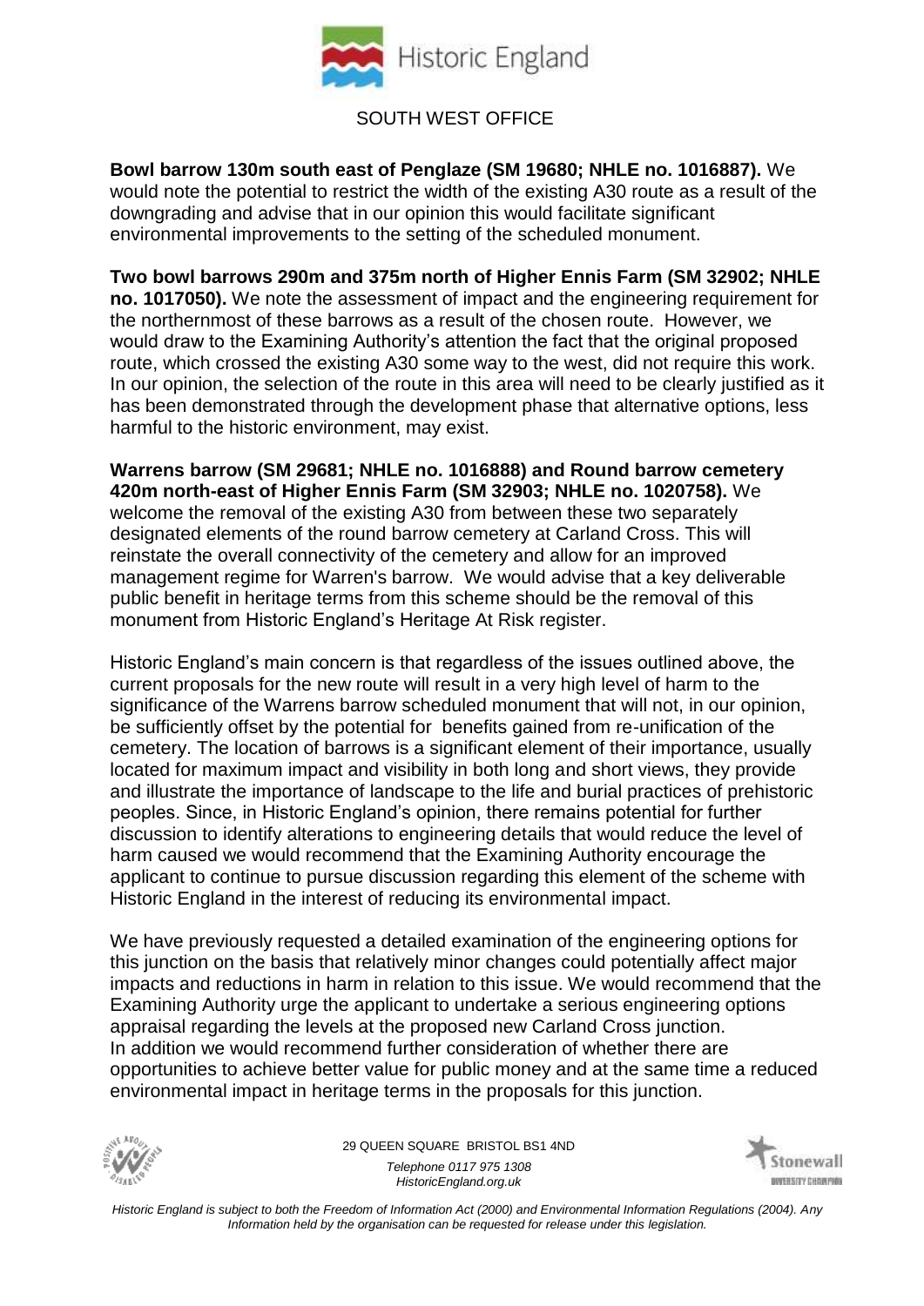**Bowl barrow 130m south east of Penglaze (SM 19680; NHLE no. 1016887).** We would note the potential to restrict the width of the existing A30 route as a result of the downgrading and advise that in our opinion this would facilitate significant environmental improvements to the setting of the scheduled monument.

**Two bowl barrows 290m and 375m north of Higher Ennis Farm (SM 32902; NHLE no. 1017050).** We note the assessment of impact and the engineering requirement for the northernmost of these barrows as a result of the chosen route. However, we would draw to the Examining Authority's attention the fact that the original proposed route, which crossed the existing A30 some way to the west, did not require this work. In our opinion, the selection of the route in this area will need to be clearly justified as it has been demonstrated through the development phase that alternative options, less harmful to the historic environment, may exist.

**Warrens barrow (SM 29681; NHLE no. 1016888) and Round barrow cemetery 420m north-east of Higher Ennis Farm (SM 32903; NHLE no. 1020758).** We welcome the removal of the existing A30 from between these two separately designated elements of the round barrow cemetery at Carland Cross. This will reinstate the overall connectivity of the cemetery and allow for an improved management regime for Warren's barrow. We would advise that a key deliverable public benefit in heritage terms from this scheme should be the removal of this monument from Historic England's Heritage At Risk register.

Historic England's main concern is that regardless of the issues outlined above, the current proposals for the new route will result in a very high level of harm to the significance of the Warrens barrow scheduled monument that will not, in our opinion, be sufficiently offset by the potential for benefits gained from re-unification of the cemetery. The location of barrows is a significant element of their importance, usually located for maximum impact and visibility in both long and short views, they provide and illustrate the importance of landscape to the life and burial practices of prehistoric peoples. Since, in Historic England's opinion, there remains potential for further discussion to identify alterations to engineering details that would reduce the level of harm caused we would recommend that the Examining Authority encourage the applicant to continue to pursue discussion regarding this element of the scheme with Historic England in the interest of reducing its environmental impact.

We have previously requested a detailed examination of the engineering options for this junction on the basis that relatively minor changes could potentially affect major impacts and reductions in harm in relation to this issue. We would recommend that the Examining Authority urge the applicant to undertake a serious engineering options appraisal regarding the levels at the proposed new Carland Cross junction. In addition we would recommend further consideration of whether there are opportunities to achieve better value for public money and at the same time a reduced environmental impact in heritage terms in the proposals for this junction.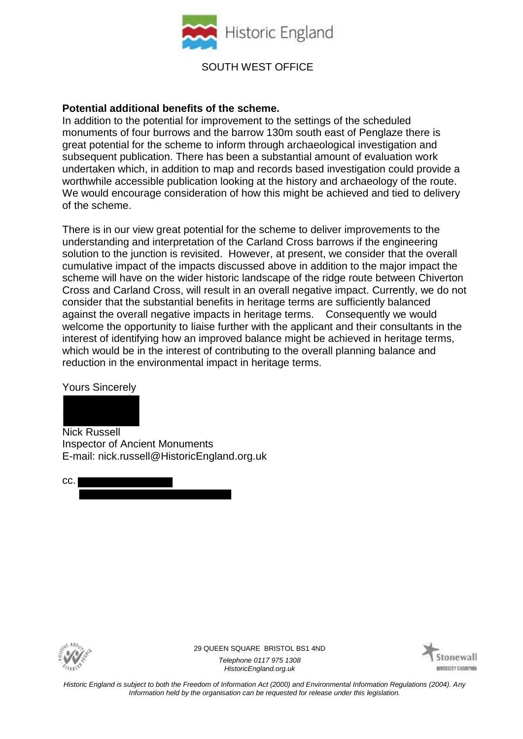**Potential additional benefits of the scheme.**

In addition to the potential for improvement to the settings of the scheduled monuments of four burrows and the barrow 130m south east of Penglaze there is great potential for the scheme to inform through archaeological investigation and subsequent publication. There has been a substantial amount of evaluation work undertaken which, in addition to map and records based investigation could provide a worthwhile accessible publication looking at the history and archaeology of the route. We would encourage consideration of how this might be achieved and tied to delivery of the scheme.

There is in our view great potential for the scheme to deliver improvements to the understanding and interpretation of the Carland Cross barrows if the engineering solution to the junction is revisited. However, at present, we consider that the overall cumulative impact of the impacts discussed above in addition to the major impact the scheme will have on the wider historic landscape of the ridge route between Chiverton Cross and Carland Cross, will result in an overall negative impact. Currently, we do not consider that the substantial benefits in heritage terms are sufficiently balanced against the overall negative impacts in heritage terms. Consequently we would welcome the opportunity to liaise further with the applicant and their consultants in the interest of identifying how an improved balance might be achieved in heritage terms, which would be in the interest of contributing to the overall planning balance and reduction in the environmental impact in heritage terms.

Yours Sincerely

Nick Russell
Inspector of Ancient Monuments
E-mail: nick.russell@HistoricEngland.org.uk

cc.